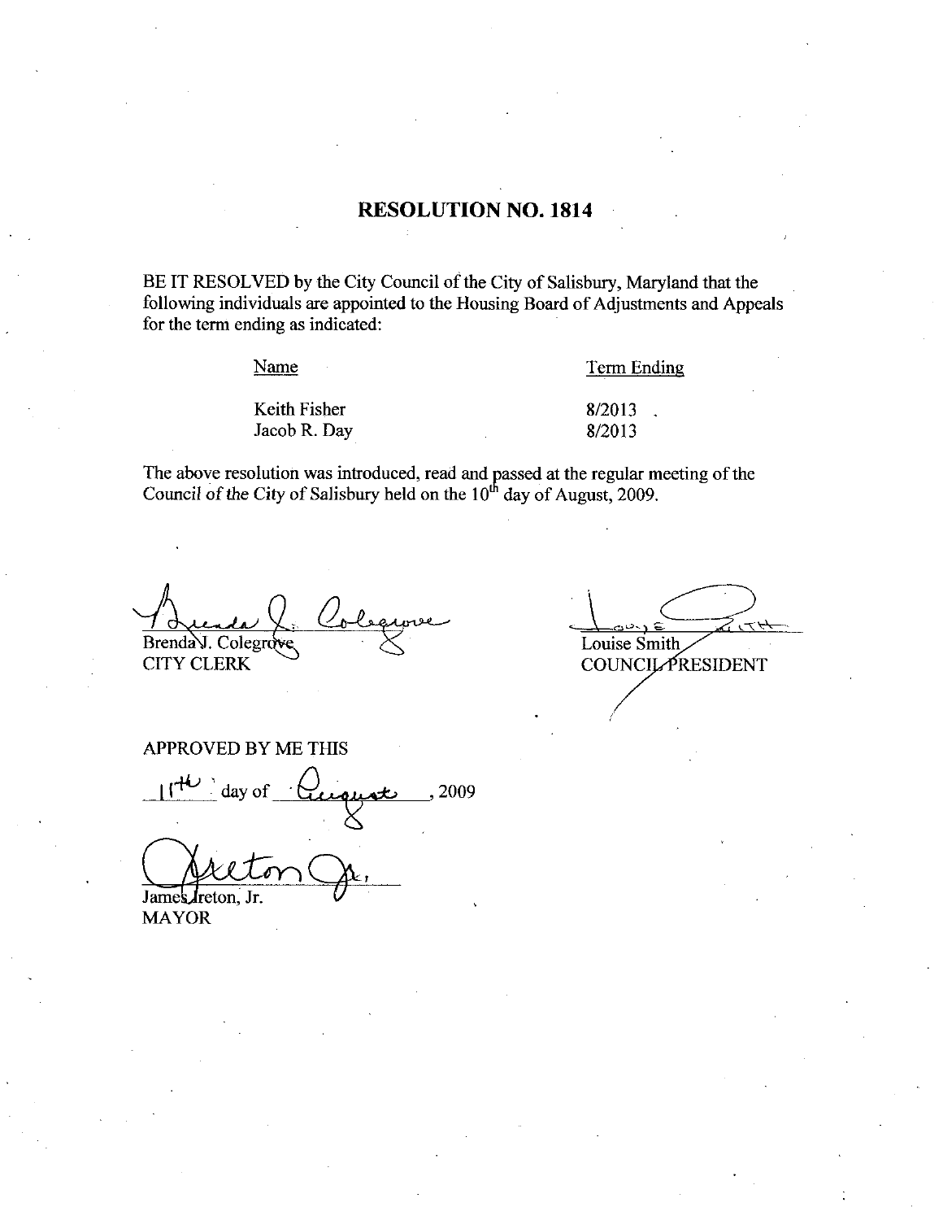# RESOLUTION NO. 1814

BE IT RESOLVED by the City Council of the City of Salisbury, Maryland that the following individuals are appointed to the Housing Board of Adjustments and Appeals for the term ending as indicated:

| Name | Term Ending |
|---|---|
| Keith Fisher | 8/2013 |
| Jacob R. Day | 8/2013 |

The above resolution was introduced, read and passed at the regular meeting of the Council of the City of Salisbury held on the 10th day of August, 2009.

Brenda J. Colegrove
CITY CLERK

Louise Smith
COUNCIL PRESIDENT

APPROVED BY ME THIS

11th day of August, 2009

James Ireton, Jr.
MAYOR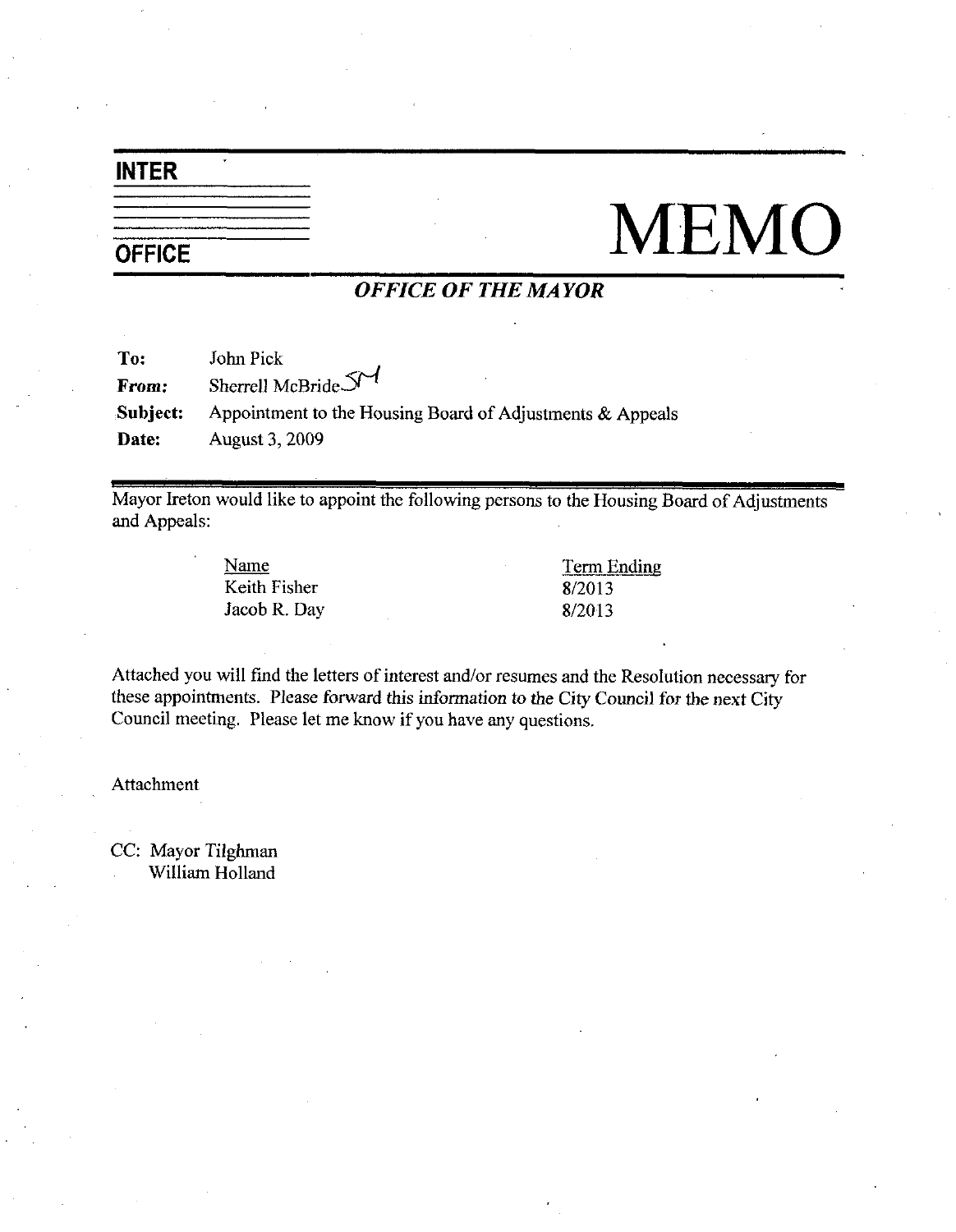**INTER**

**OFFICE**

# MEMO

***OFFICE OF THE MAYOR***

| | |
|---|---|
| **To:** | John Pick |
| ***From:*** | Sherrell McBride SM |
| **Subject:** | Appointment to the Housing Board of Adjustments & Appeals |
| **Date:** | August 3, 2009 |

Mayor Ireton would like to appoint the following persons to the Housing Board of Adjustments and Appeals:

| Name | Term Ending |
|---|---|
| Keith Fisher | 8/2013 |
| Jacob R. Day | 8/2013 |

Attached you will find the letters of interest and/or resumes and the Resolution necessary for these appointments. Please forward this information to the City Council for the next City Council meeting. Please let me know if you have any questions.

Attachment

CC: Mayor Tilghman
William Holland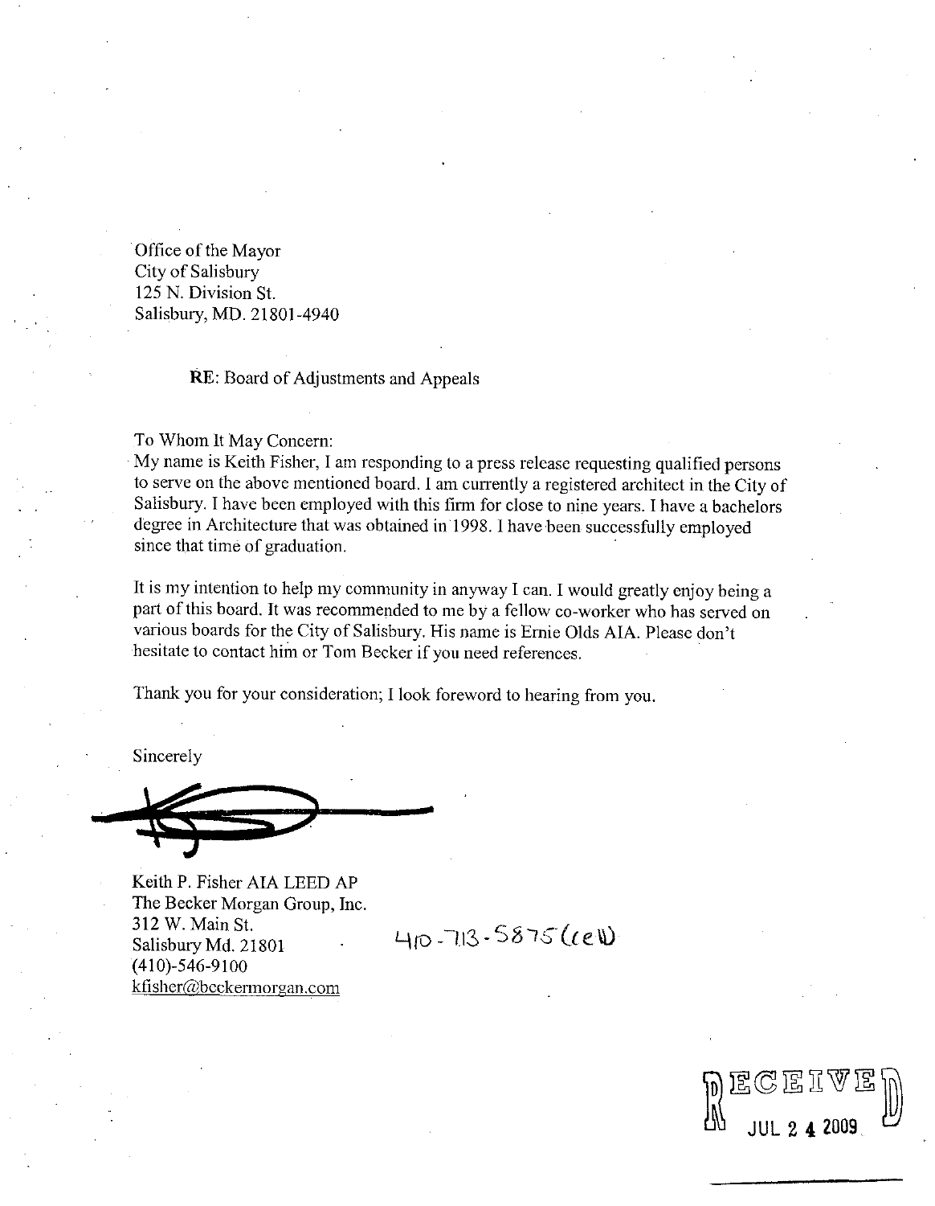Office of the Mayor
City of Salisbury
125 N. Division St.
Salisbury, MD. 21801-4940

RE: Board of Adjustments and Appeals

To Whom It May Concern:
My name is Keith Fisher, I am responding to a press release requesting qualified persons to serve on the above mentioned board. I am currently a registered architect in the City of Salisbury. I have been employed with this firm for close to nine years. I have a bachelors degree in Architecture that was obtained in 1998. I have been successfully employed since that time of graduation.

It is my intention to help my community in anyway I can. I would greatly enjoy being a part of this board. It was recommended to me by a fellow co-worker who has served on various boards for the City of Salisbury. His name is Ernie Olds AIA. Please don't hesitate to contact him or Tom Becker if you need references.

Thank you for your consideration; I look foreword to hearing from you.

Sincerely

Keith P. Fisher AIA LEED AP
The Becker Morgan Group, Inc.
312 W. Main St.
Salisbury Md. 21801
(410)-546-9100
kfisher@beckermorgan.com

410-713-5875 (cell)

RECEIVED
JUL 24 2009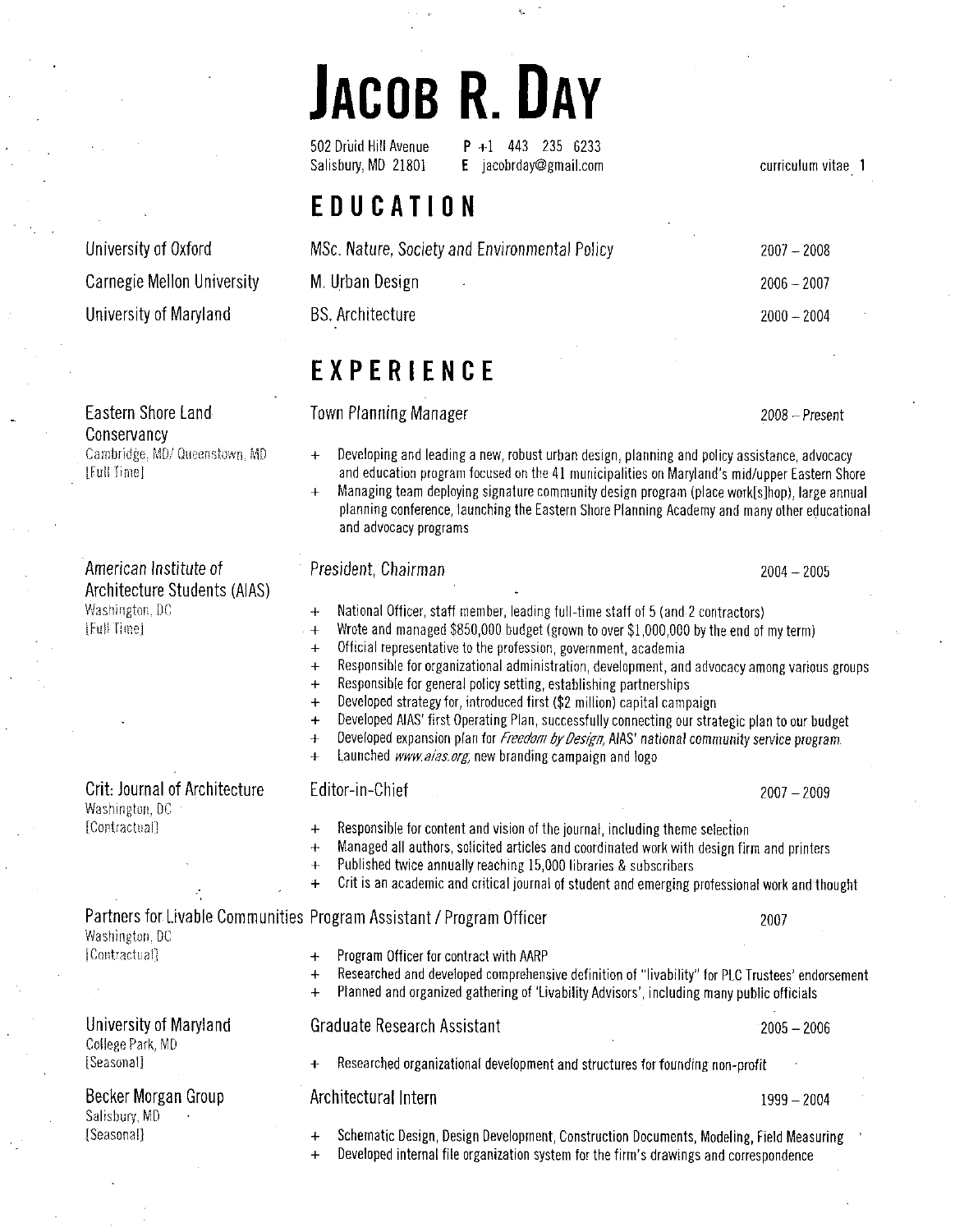# JACOB R. DAY

502 Druid Hill Avenue
Salisbury, MD 21801

P +1 443 235 6233
E jacobrday@gmail.com

curriculum vitae 1

## EDUCATION

| | | |
|---|---|---|
| University of Oxford | *MSc. Nature, Society and Environmental Policy* | 2007 – 2008 |
| Carnegie Mellon University | M. Urban Design | 2006 – 2007 |
| University of Maryland | BS. Architecture | 2000 – 2004 |

## EXPERIENCE

### Eastern Shore Land Conservancy — Town Planning Manager (2008 – *Present*)
Cambridge, MD/ Queenstown, MD
[Full Time]

+ Developing and leading a new, robust urban design, planning and policy assistance, advocacy and education program focused on the 41 municipalities on Maryland's mid/upper Eastern Shore
+ Managing team deploying signature community design program (place work[s]hop), large annual planning conference, launching the Eastern Shore Planning Academy and many other educational and advocacy programs

### *American Institute of Architecture Students (AIAS)* — *President, Chairman* (2004 – 2005)
Washington, DC
[Full Time]

+ National Officer, staff member, leading full-time staff of 5 (and 2 contractors)
+ Wrote and managed $850,000 budget (grown to over $1,000,000 by the end of my term)
+ Official representative to the profession, government, academia
+ Responsible for organizational administration, development, and advocacy among various groups
+ Responsible for general policy setting, establishing partnerships
+ Developed strategy for, introduced first ($2 million) capital campaign
+ Developed AIAS' first Operating Plan, successfully connecting our strategic plan to our budget
+ Developed expansion plan for *Freedom by Design, AIAS' national community service program.*
+ Launched *www.aias.org,* new branding campaign and logo

### Crit: Journal of Architecture — Editor-in-Chief (2007 – 2009)
Washington, DC
[Contractual]

+ Responsible for content and vision of the journal, including theme selection
+ Managed all authors, solicited articles and coordinated work with design firm and printers
+ Published twice annually reaching 15,000 libraries & subscribers
+ Crit is an academic and critical journal of student and emerging professional work and thought

### Partners for Livable Communities — Program Assistant / Program Officer (2007)
Washington, DC
[Contractual]

+ Program Officer for contract with AARP
+ Researched and developed comprehensive definition of "livability" for PLC Trustees' endorsement
+ Planned and organized gathering of 'Livability Advisors', including many public officials

### University of Maryland — Graduate Research Assistant (2005 – 2006)
College Park, MD
[Seasonal]

+ Researched organizational development and structures for founding non-profit

### Becker Morgan Group — Architectural Intern (1999 – 2004)
Salisbury, MD
[Seasonal]

+ Schematic Design, Design Development, Construction Documents, Modeling, Field Measuring
+ Developed internal file organization system for the firm's drawings and correspondence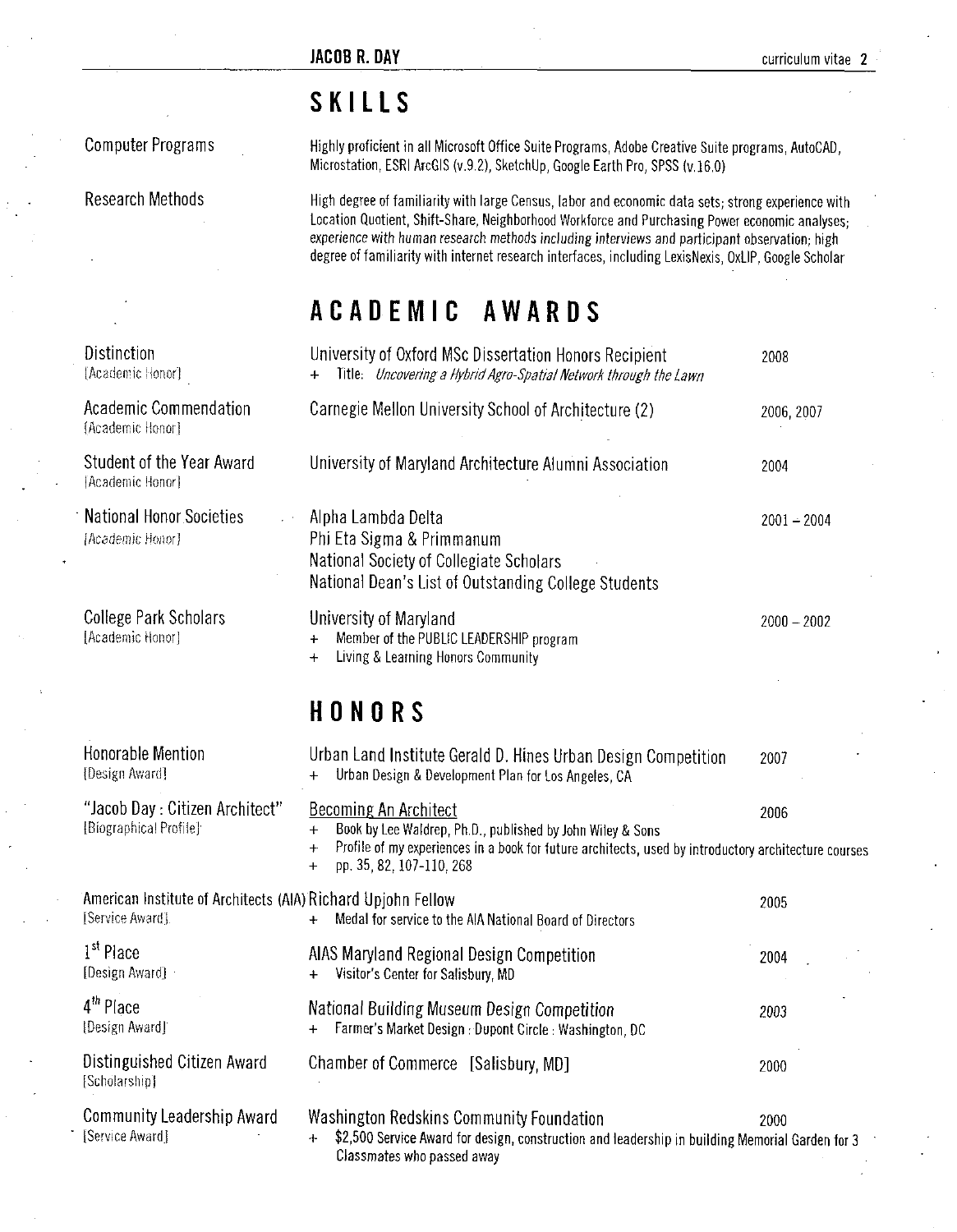## SKILLS

**Computer Programs**

Highly proficient in all Microsoft Office Suite Programs, Adobe Creative Suite programs, AutoCAD, Microstation, ESRI ArcGIS (v.9.2), SketchUp, Google Earth Pro, SPSS (v.16.0)

**Research Methods**

High degree of familiarity with large Census, labor and economic data sets; strong experience with Location Quotient, Shift-Share, Neighborhood Workforce and Purchasing Power economic analyses; *experience with human research methods including interviews and participant observation;* high degree of familiarity with internet research interfaces, including LexisNexis, OxLIP, Google Scholar

## ACADEMIC AWARDS

**Distinction** [Academic Honor]
University of Oxford MSc Dissertation Honors Recipient — 2008
+ Title: *Uncovering a Hybrid Agro-Spatial Network through the Lawn*

**Academic Commendation** [Academic Honor]
Carnegie Mellon University School of Architecture (2) — 2006, 2007

**Student of the Year Award** [Academic Honor]
University of Maryland Architecture Alumni Association — 2004

**National Honor Societies** [Academic Honor]
Alpha Lambda Delta — 2001 – 2004
Phi Eta Sigma & Primmanum
National Society of Collegiate Scholars
National Dean's List of Outstanding College Students

**College Park Scholars** [Academic Honor]
University of Maryland — 2000 – 2002
+ Member of the PUBLIC LEADERSHIP program
+ Living & Learning Honors Community

## HONORS

**Honorable Mention** [Design Award]
Urban Land Institute Gerald D. Hines Urban Design Competition — 2007
+ Urban Design & Development Plan for Los Angeles, CA

**"Jacob Day : Citizen Architect"** [Biographical Profile]
Becoming An Architect — 2006
+ Book by Lee Waldrep, Ph.D., published by John Wiley & Sons
+ Profile of my experiences in a book for future architects, used by introductory architecture courses
+ pp. 35, 82, 107-110, 268

**American Institute of Architects (AIA)** [Service Award]
Richard Upjohn Fellow — 2005
+ Medal for service to the AIA National Board of Directors

**1st Place** [Design Award]
AIAS Maryland Regional Design Competition — 2004
+ Visitor's Center for Salisbury, MD

**4th Place** [Design Award]
*National Building Museum Design Competition* — 2003
+ Farmer's Market Design : Dupont Circle : Washington, DC

**Distinguished Citizen Award** [Scholarship]
Chamber of Commerce [Salisbury, MD] — 2000

**Community Leadership Award** [Service Award]
Washington Redskins Community Foundation — 2000
+ $2,500 Service Award for design, construction and leadership in building Memorial Garden for 3 Classmates who passed away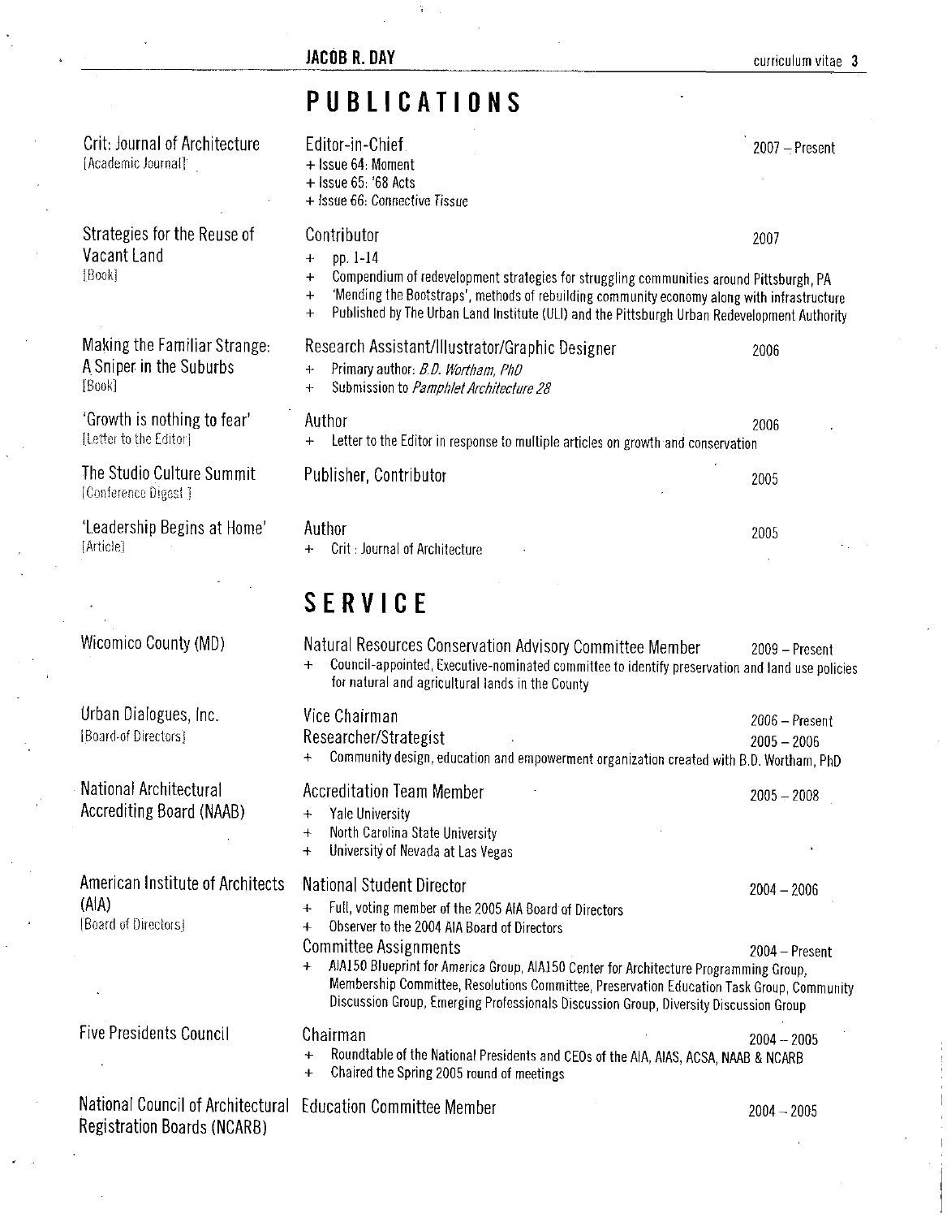## PUBLICATIONS

**Crit: Journal of Architecture** [Academic Journal]

Editor-in-Chief — 2007 – Present

+ Issue 64: Moment
+ Issue 65: '68 Acts
+ Issue 66: Connective Tissue

**Strategies for the Reuse of Vacant Land** [Book]

Contributor — 2007

+ pp. 1-14
+ Compendium of redevelopment strategies for struggling communities around Pittsburgh, PA
+ 'Mending the Bootstraps', methods of rebuilding community economy along with infrastructure
+ Published by The Urban Land Institute (ULI) and the Pittsburgh Urban Redevelopment Authority

**Making the Familiar Strange: A Sniper in the Suburbs** [Book]

Research Assistant/Illustrator/Graphic Designer — 2006

+ Primary author: *B.D. Wortham, PhD*
+ Submission to *Pamphlet Architecture 28*

**'Growth is nothing to fear'** [Letter to the Editor]

Author — 2006

+ Letter to the Editor in response to multiple articles on growth and conservation

**The Studio Culture Summit** [Conference Digest]

Publisher, Contributor — 2005

**'Leadership Begins at Home'** [Article]

Author — 2005

+ Crit : Journal of Architecture

## SERVICE

**Wicomico County (MD)**

Natural Resources Conservation Advisory Committee Member — 2009 – Present

+ Council-appointed, Executive-nominated committee to identify preservation and land use policies for natural and agricultural lands in the County

**Urban Dialogues, Inc.** [Board of Directors]

Vice Chairman — 2006 – Present

Researcher/Strategist — 2005 – 2006

+ Community design, education and empowerment organization created with B.D. Wortham, PhD

**National Architectural Accrediting Board (NAAB)**

Accreditation Team Member — 2005 – 2008

+ Yale University
+ North Carolina State University
+ University of Nevada at Las Vegas

**American Institute of Architects (AIA)** [Board of Directors]

National Student Director — 2004 – 2006

+ Full, voting member of the 2005 AIA Board of Directors
+ Observer to the 2004 AIA Board of Directors

Committee Assignments — 2004 – Present

+ AIA150 Blueprint for America Group, AIA150 Center for Architecture Programming Group, Membership Committee, Resolutions Committee, Preservation Education Task Group, Community Discussion Group, Emerging Professionals Discussion Group, Diversity Discussion Group

**Five Presidents Council**

Chairman — 2004 – 2005

+ Roundtable of the National Presidents and CEOs of the AIA, AIAS, ACSA, NAAB & NCARB
+ Chaired the Spring 2005 round of meetings

**National Council of Architectural Registration Boards (NCARB)**

Education Committee Member — 2004 – 2005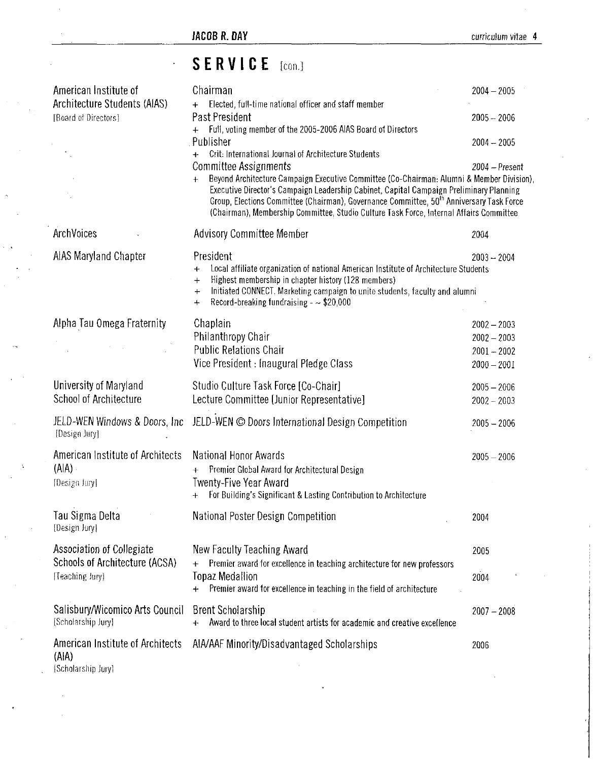## SERVICE [con.]

**American Institute of Architecture Students (AIAS)**
[Board of Directors]

- Chairman — 2004 – 2005
  - + Elected, full-time national officer and staff member
- Past President — 2005 – 2006
  - + Full, voting member of the 2005-2006 AIAS Board of Directors
- Publisher — 2004 – 2005
  - + Crit: International Journal of Architecture Students
- Committee Assignments — *2004 – Present*
  - + Beyond Architecture Campaign Executive Committee (Co-Chairman: Alumni & Member Division), Executive Director's Campaign Leadership Cabinet, Capital Campaign Preliminary Planning Group, Elections Committee (Chairman), Governance Committee, 50th Anniversary Task Force (Chairman), Membership Committee, Studio Culture Task Force, Internal Affairs Committee

**ArchVoices**

- Advisory Committee Member — 2004

**AIAS Maryland Chapter**

- President — 2003 – 2004
  - + Local affiliate organization of national American Institute of Architecture Students
  - + Highest membership in chapter history (128 members)
  - + Initiated CONNECT. Marketing campaign to unite students, faculty and alumni
  - + Record-breaking fundraising - ~ $20,000

**Alpha Tau Omega Fraternity**

- Chaplain — 2002 – 2003
- Philanthropy Chair — 2002 – 2003
- Public Relations Chair — 2001 – 2002
- Vice President : Inaugural Pledge Class — 2000 – 2001

**University of Maryland School of Architecture**

- Studio Culture Task Force [Co-Chair] — 2005 – 2006
- Lecture Committee [Junior Representative] — 2002 – 2003

**JELD-WEN Windows & Doors, Inc**
[Design Jury]

- JELD-WEN © Doors International Design Competition — 2005 – 2006

**American Institute of Architects (AIA)**
[Design Jury]

- National Honor Awards — 2005 – 2006
  - + Premier Global Award for Architectural Design
- Twenty-Five Year Award
  - + For Building's Significant & Lasting Contribution to Architecture

**Tau Sigma Delta**
[Design Jury]

- National Poster Design Competition — 2004

**Association of Collegiate Schools of Architecture (ACSA)**
[Teaching Jury]

- New Faculty Teaching Award — 2005
  - + Premier award for excellence in teaching architecture for new professors
- Topaz Medallion — 2004
  - + Premier award for excellence in teaching in the field of architecture

**Salisbury/Wicomico Arts Council**
[Scholarship Jury]

- Brent Scholarship — 2007 – 2008
  - + Award to three local student artists for academic and creative excellence

**American Institute of Architects (AIA)**
[Scholarship Jury]

- AIA/AAF Minority/Disadvantaged Scholarships — 2006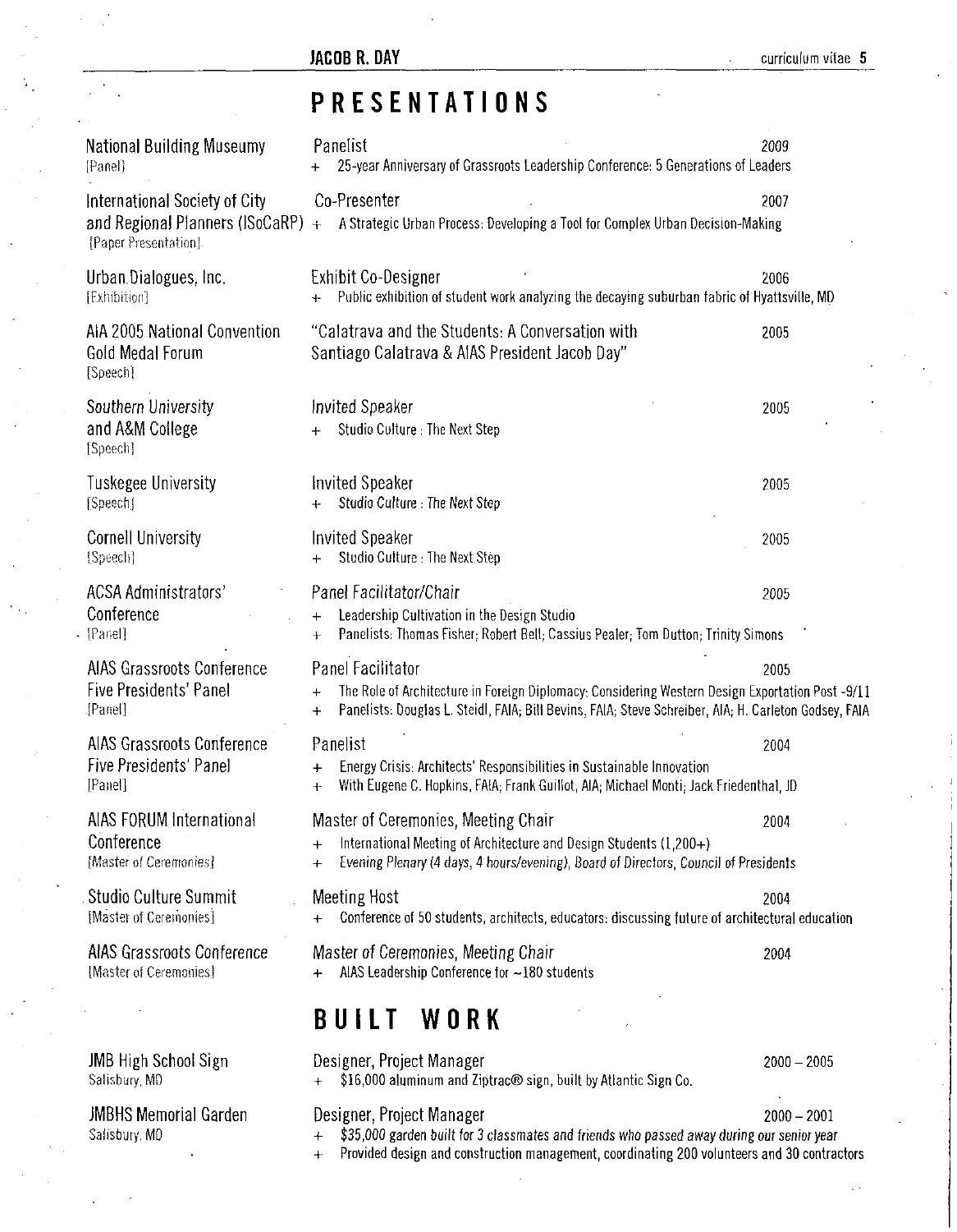## PRESENTATIONS

**National Building Museumy**
[Panel]

Panelist — 2009

+ 25-year Anniversary of Grassroots Leadership Conference: 5 Generations of Leaders

**International Society of City and Regional Planners (ISoCaRP)**
[Paper Presentation]

Co-Presenter — 2007

+ A Strategic Urban Process: Developing a Tool for Complex Urban Decision-Making

**Urban Dialogues, Inc.**
[Exhibition]

Exhibit Co-Designer — 2006

+ Public exhibition of student work analyzing the decaying suburban fabric of Hyattsville, MD

**AIA 2005 National Convention Gold Medal Forum**
[Speech]

"Calatrava and the Students: A Conversation with Santiago Calatrava & AIAS President Jacob Day" — 2005

**Southern University and A&M College**
[Speech]

Invited Speaker — 2005

+ Studio Culture : The Next Step

**Tuskegee University**
[Speech]

Invited Speaker — 2005

+ *Studio Culture : The Next Step*

**Cornell University**
[Speech]

Invited Speaker — 2005

+ Studio Culture : The Next Step

**ACSA Administrators' Conference**
[Panel]

Panel Facilitator/Chair — 2005

+ Leadership Cultivation in the Design Studio
+ Panelists: Thomas Fisher; Robert Bell; Cassius Pealer; Tom Dutton; Trinity Simons

**AIAS Grassroots Conference Five Presidents' Panel**
[Panel]

Panel Facilitator — 2005

+ The Role of Architecture in Foreign Diplomacy: Considering Western Design Exportation Post -9/11
+ Panelists: Douglas L. Steidl, FAIA; Bill Bevins, FAIA; Steve Schreiber, AIA; H. Carleton Godsey, FAIA

**AIAS Grassroots Conference Five Presidents' Panel**
[Panel]

Panelist — 2004

+ Energy Crisis: Architects' Responsibilities in Sustainable Innovation
+ With Eugene C. Hopkins, FAIA; Frank Guillot, AIA; Michael Monti; Jack Friedenthal, JD

**AIAS FORUM International Conference**
[Master of Ceremonies]

Master of Ceremonies, Meeting Chair — 2004

+ International Meeting of Architecture and Design Students (1,200+)
+ *Evening Plenary (4 days, 4 hours/evening), Board of Directors, Council of Presidents*

**Studio Culture Summit**
[Master of Ceremonies]

Meeting Host — 2004

+ Conference of 50 students, architects, educators: discussing future of architectural education

**AIAS Grassroots Conference**
[Master of Ceremonies]

*Master of Ceremonies, Meeting Chair* — 2004

+ AIAS Leadership Conference for ~180 students

## BUILT WORK

**JMB High School Sign**
Salisbury, MD

Designer, Project Manager — 2000 – 2005

+ $16,000 aluminum and Ziptrac® sign, built by Atlantic Sign Co.

**JMBHS Memorial Garden**
Salisbury, MD

Designer, Project Manager — 2000 – 2001

+ *$35,000 garden built for 3 classmates and friends who passed away during our senior year*
+ Provided design and construction management, coordinating 200 volunteers and 30 contractors